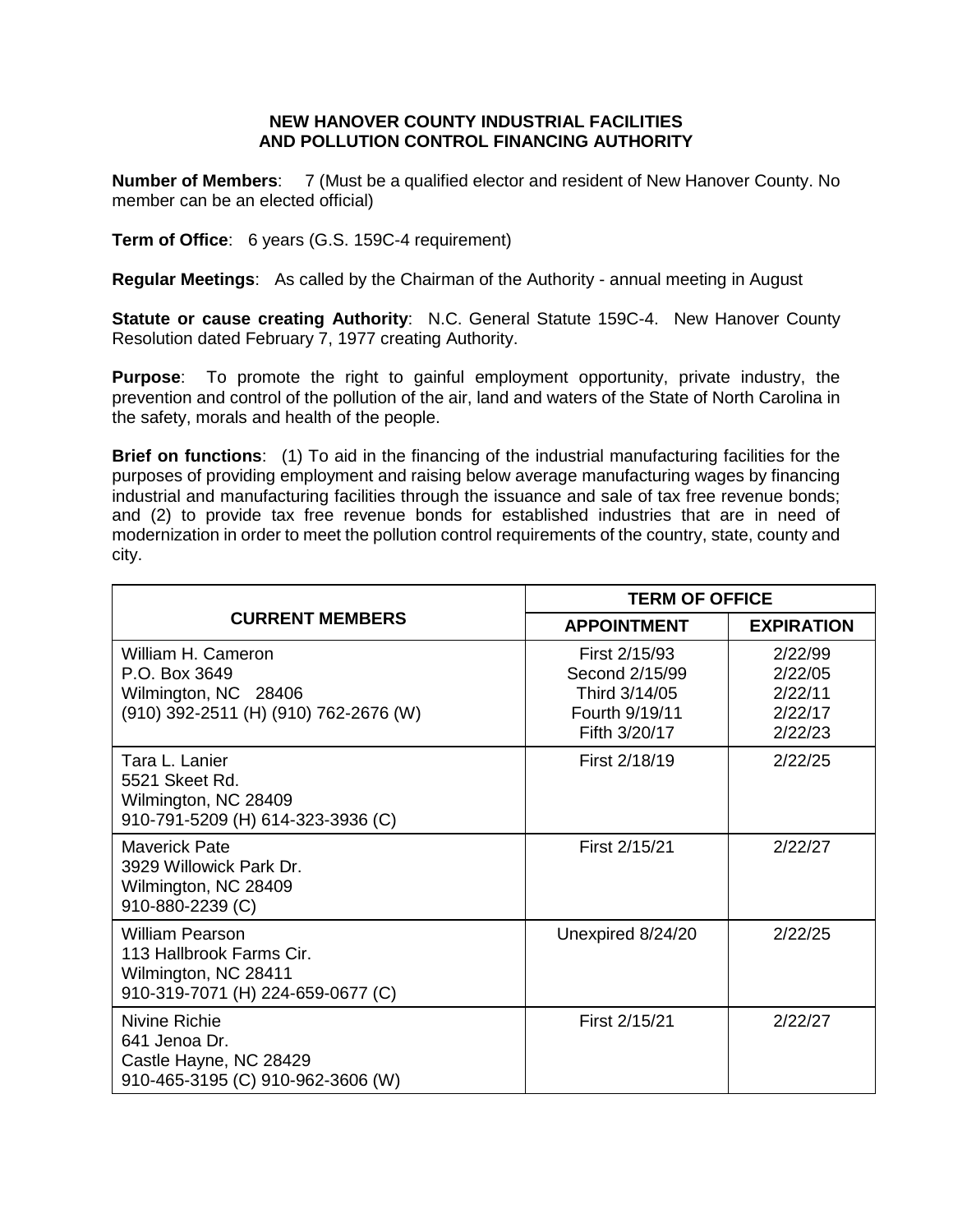# NEW HANOVER COUNTY INDUSTRIAL FACILITIES AND POLLUTION CONTROL FINANCING AUTHORITY

**Number of Members**: 7 (Must be a qualified elector and resident of New Hanover County. No member can be an elected official)

**Term of Office**: 6 years (G.S. 159C-4 requirement)

**Regular Meetings**: As called by the Chairman of the Authority - annual meeting in August

**Statute or cause creating Authority**: N.C. General Statute 159C-4. New Hanover County Resolution dated February 7, 1977 creating Authority.

**Purpose**: To promote the right to gainful employment opportunity, private industry, the prevention and control of the pollution of the air, land and waters of the State of North Carolina in the safety, morals and health of the people.

**Brief on functions**: (1) To aid in the financing of the industrial manufacturing facilities for the purposes of providing employment and raising below average manufacturing wages by financing industrial and manufacturing facilities through the issuance and sale of tax free revenue bonds; and (2) to provide tax free revenue bonds for established industries that are in need of modernization in order to meet the pollution control requirements of the country, state, county and city.

| CURRENT MEMBERS | TERM OF OFFICE | |
|---|---|---|
| | **APPOINTMENT** | **EXPIRATION** |
| William H. Cameron<br>P.O. Box 3649<br>Wilmington, NC 28406<br>(910) 392-2511 (H) (910) 762-2676 (W) | First 2/15/93<br>Second 2/15/99<br>Third 3/14/05<br>Fourth 9/19/11<br>Fifth 3/20/17 | 2/22/99<br>2/22/05<br>2/22/11<br>2/22/17<br>2/22/23 |
| Tara L. Lanier<br>5521 Skeet Rd.<br>Wilmington, NC 28409<br>910-791-5209 (H) 614-323-3936 (C) | First 2/18/19 | 2/22/25 |
| Maverick Pate<br>3929 Willowick Park Dr.<br>Wilmington, NC 28409<br>910-880-2239 (C) | First 2/15/21 | 2/22/27 |
| William Pearson<br>113 Hallbrook Farms Cir.<br>Wilmington, NC 28411<br>910-319-7071 (H) 224-659-0677 (C) | Unexpired 8/24/20 | 2/22/25 |
| Nivine Richie<br>641 Jenoa Dr.<br>Castle Hayne, NC 28429<br>910-465-3195 (C) 910-962-3606 (W) | First 2/15/21 | 2/22/27 |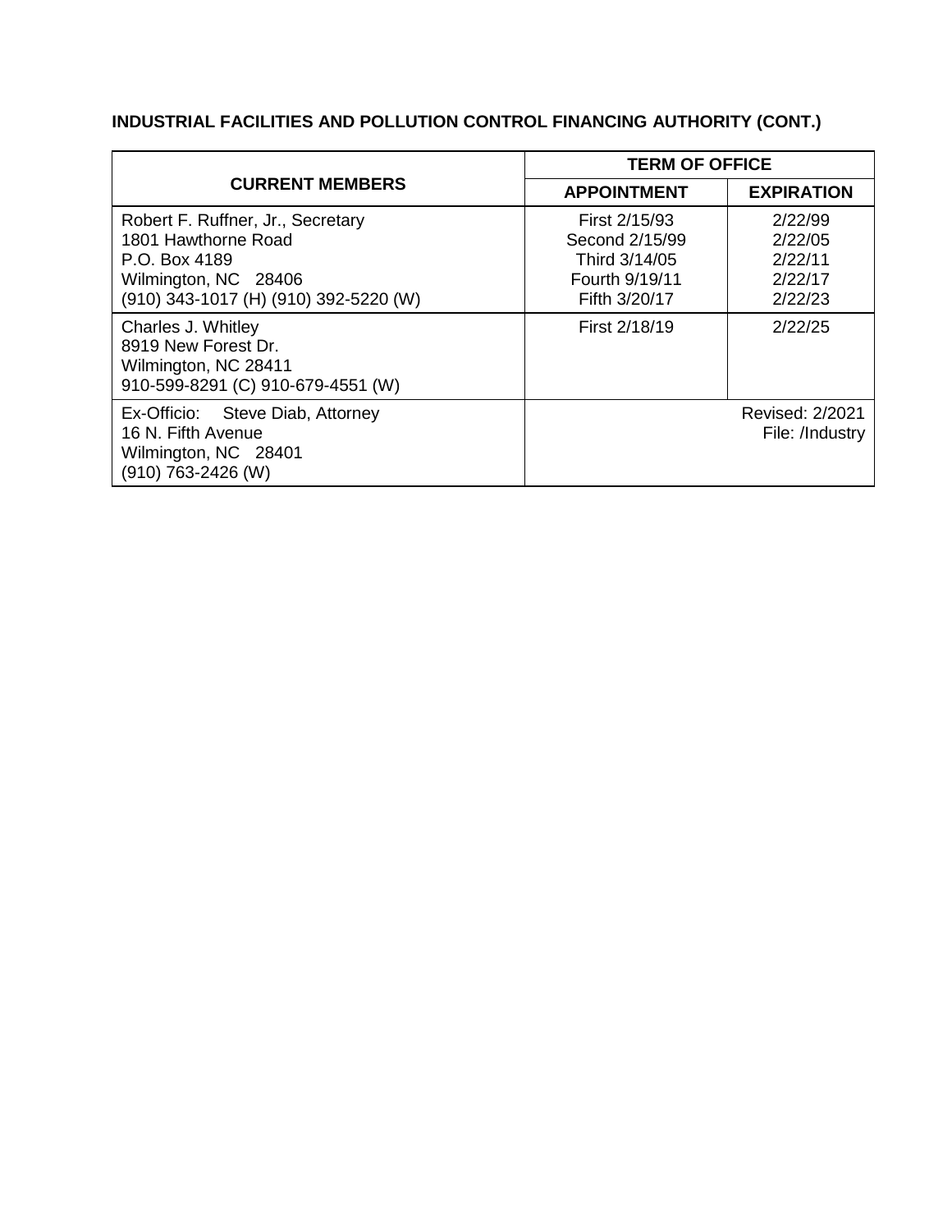**INDUSTRIAL FACILITIES AND POLLUTION CONTROL FINANCING AUTHORITY (CONT.)**

| CURRENT MEMBERS | TERM OF OFFICE | |
|---|---|---|
| | **APPOINTMENT** | **EXPIRATION** |
| Robert F. Ruffner, Jr., Secretary<br>1801 Hawthorne Road<br>P.O. Box 4189<br>Wilmington, NC 28406<br>(910) 343-1017 (H) (910) 392-5220 (W) | First 2/15/93<br>Second 2/15/99<br>Third 3/14/05<br>Fourth 9/19/11<br>Fifth 3/20/17 | 2/22/99<br>2/22/05<br>2/22/11<br>2/22/17<br>2/22/23 |
| Charles J. Whitley<br>8919 New Forest Dr.<br>Wilmington, NC 28411<br>910-599-8291 (C) 910-679-4551 (W) | First 2/18/19 | 2/22/25 |
| Ex-Officio: Steve Diab, Attorney<br>16 N. Fifth Avenue<br>Wilmington, NC 28401<br>(910) 763-2426 (W) | | Revised: 2/2021<br>File: /Industry |